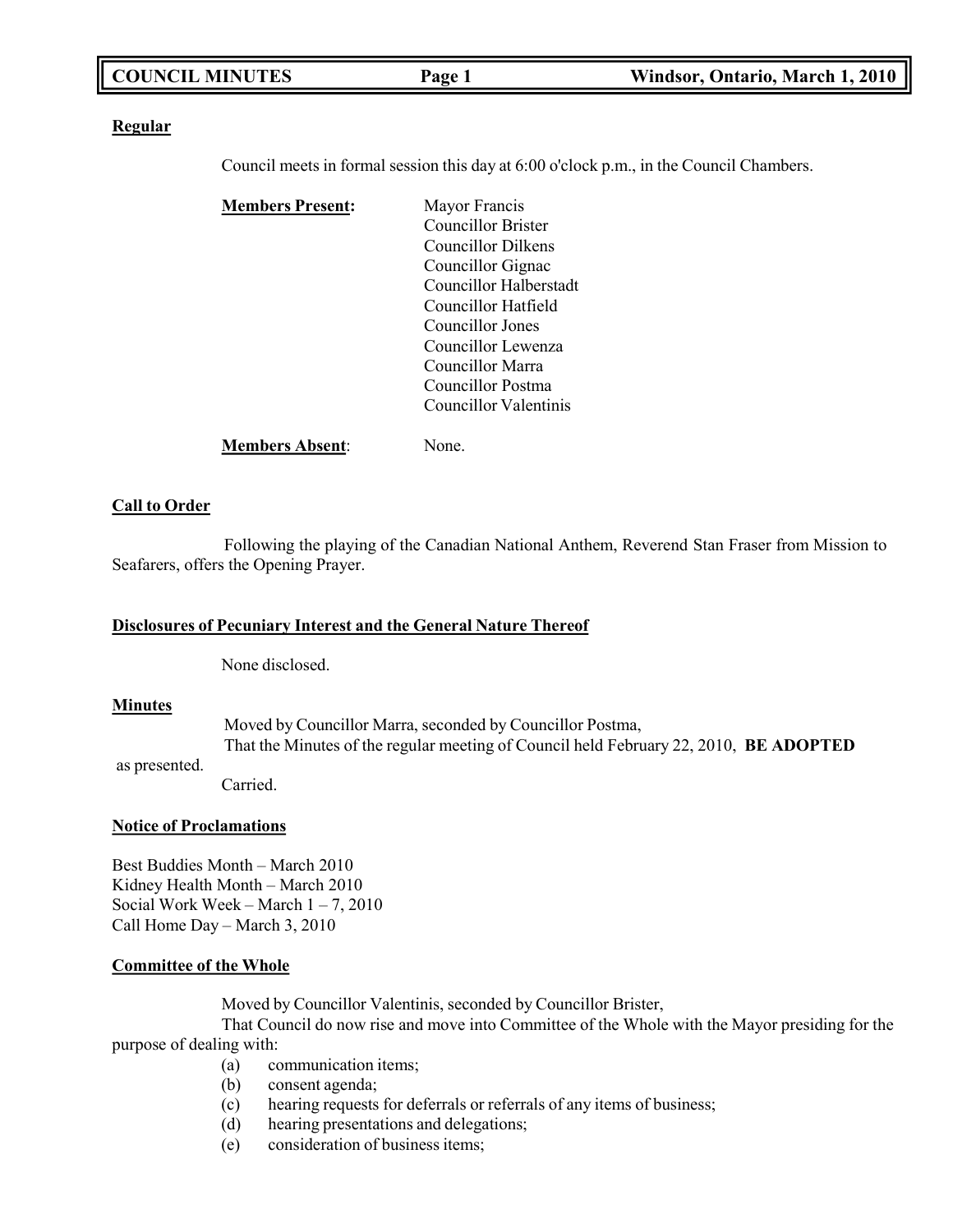**Regular**

Council meets in formal session this day at 6:00 o'clock p.m., in the Council Chambers.

**Members Present:**

Mayor Francis
Councillor Brister
Councillor Dilkens
Councillor Gignac
Councillor Halberstadt
Councillor Hatfield
Councillor Jones
Councillor Lewenza
Councillor Marra
Councillor Postma
Councillor Valentinis

**Members Absent**: None.

**Call to Order**

Following the playing of the Canadian National Anthem, Reverend Stan Fraser from Mission to Seafarers, offers the Opening Prayer.

**Disclosures of Pecuniary Interest and the General Nature Thereof**

None disclosed.

**Minutes**

Moved by Councillor Marra, seconded by Councillor Postma,
That the Minutes of the regular meeting of Council held February 22, 2010, **BE ADOPTED** as presented.
Carried.

**Notice of Proclamations**

Best Buddies Month – March 2010
Kidney Health Month – March 2010
Social Work Week – March 1 – 7, 2010
Call Home Day – March 3, 2010

**Committee of the Whole**

Moved by Councillor Valentinis, seconded by Councillor Brister,
That Council do now rise and move into Committee of the Whole with the Mayor presiding for the purpose of dealing with:

(a) communication items;
(b) consent agenda;
(c) hearing requests for deferrals or referrals of any items of business;
(d) hearing presentations and delegations;
(e) consideration of business items;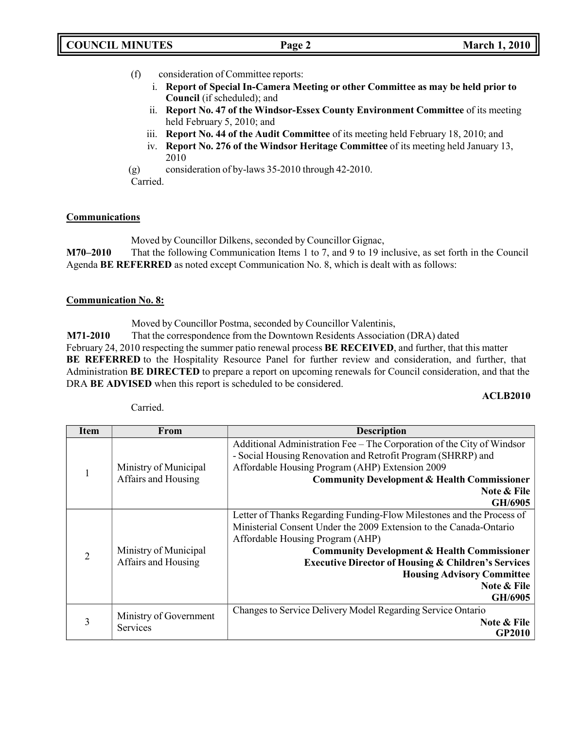(f) consideration of Committee reports:

   i. **Report of Special In-Camera Meeting or other Committee as may be held prior to Council** (if scheduled); and
   ii. **Report No. 47 of the Windsor-Essex County Environment Committee** of its meeting held February 5, 2010; and
   iii. **Report No. 44 of the Audit Committee** of its meeting held February 18, 2010; and
   iv. **Report No. 276 of the Windsor Heritage Committee** of its meeting held January 13, 2010

(g) consideration of by-laws 35-2010 through 42-2010.

Carried.

**Communications**

Moved by Councillor Dilkens, seconded by Councillor Gignac,

**M70–2010** That the following Communication Items 1 to 7, and 9 to 19 inclusive, as set forth in the Council Agenda **BE REFERRED** as noted except Communication No. 8, which is dealt with as follows:

**Communication No. 8:**

Moved by Councillor Postma, seconded by Councillor Valentinis,

**M71-2010** That the correspondence from the Downtown Residents Association (DRA) dated February 24, 2010 respecting the summer patio renewal process **BE RECEIVED**, and further, that this matter **BE REFERRED** to the Hospitality Resource Panel for further review and consideration, and further, that Administration **BE DIRECTED** to prepare a report on upcoming renewals for Council consideration, and that the DRA **BE ADVISED** when this report is scheduled to be considered.

**ACLB2010**

Carried.

| Item | From | Description |
|---|---|---|
| 1 | Ministry of Municipal Affairs and Housing | Additional Administration Fee – The Corporation of the City of Windsor - Social Housing Renovation and Retrofit Program (SHRRP) and Affordable Housing Program (AHP) Extension 2009 **Community Development & Health Commissioner** **Note & File** **GH/6905** |
| 2 | Ministry of Municipal Affairs and Housing | Letter of Thanks Regarding Funding-Flow Milestones and the Process of Ministerial Consent Under the 2009 Extension to the Canada-Ontario Affordable Housing Program (AHP) **Community Development & Health Commissioner** **Executive Director of Housing & Children's Services** **Housing Advisory Committee** **Note & File** **GH/6905** |
| 3 | Ministry of Government Services | Changes to Service Delivery Model Regarding Service Ontario **Note & File** **GP2010** |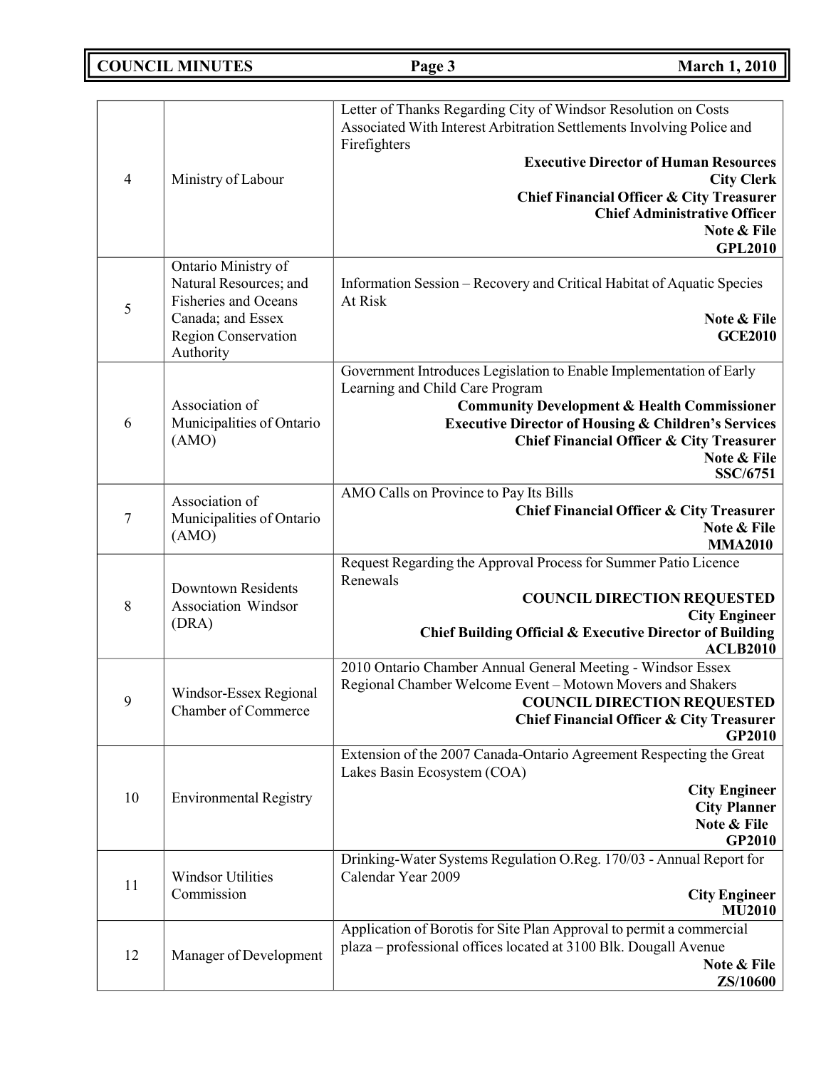| 4 | Ministry of Labour | Letter of Thanks Regarding City of Windsor Resolution on Costs Associated With Interest Arbitration Settlements Involving Police and Firefighters<br>**Executive Director of Human Resources**<br>**City Clerk**<br>**Chief Financial Officer & City Treasurer**<br>**Chief Administrative Officer**<br>**Note & File**<br>**GPL2010** |
|---|---|---|
| 5 | Ontario Ministry of Natural Resources; and Fisheries and Oceans Canada; and Essex Region Conservation Authority | Information Session – Recovery and Critical Habitat of Aquatic Species At Risk<br>**Note & File**<br>**GCE2010** |
| 6 | Association of Municipalities of Ontario (AMO) | Government Introduces Legislation to Enable Implementation of Early Learning and Child Care Program<br>**Community Development & Health Commissioner**<br>**Executive Director of Housing & Children's Services**<br>**Chief Financial Officer & City Treasurer**<br>**Note & File**<br>**SSC/6751** |
| 7 | Association of Municipalities of Ontario (AMO) | AMO Calls on Province to Pay Its Bills<br>**Chief Financial Officer & City Treasurer**<br>**Note & File**<br>**MMA2010** |
| 8 | Downtown Residents Association Windsor (DRA) | Request Regarding the Approval Process for Summer Patio Licence Renewals<br>**COUNCIL DIRECTION REQUESTED**<br>**City Engineer**<br>**Chief Building Official & Executive Director of Building**<br>**ACLB2010** |
| 9 | Windsor-Essex Regional Chamber of Commerce | 2010 Ontario Chamber Annual General Meeting - Windsor Essex Regional Chamber Welcome Event – Motown Movers and Shakers<br>**COUNCIL DIRECTION REQUESTED**<br>**Chief Financial Officer & City Treasurer**<br>**GP2010** |
| 10 | Environmental Registry | Extension of the 2007 Canada-Ontario Agreement Respecting the Great Lakes Basin Ecosystem (COA)<br>**City Engineer**<br>**City Planner**<br>**Note & File**<br>**GP2010** |
| 11 | Windsor Utilities Commission | Drinking-Water Systems Regulation O.Reg. 170/03 - Annual Report for Calendar Year 2009<br>**City Engineer**<br>**MU2010** |
| 12 | Manager of Development | Application of Borotis for Site Plan Approval to permit a commercial plaza – professional offices located at 3100 Blk. Dougall Avenue<br>**Note & File**<br>**ZS/10600** |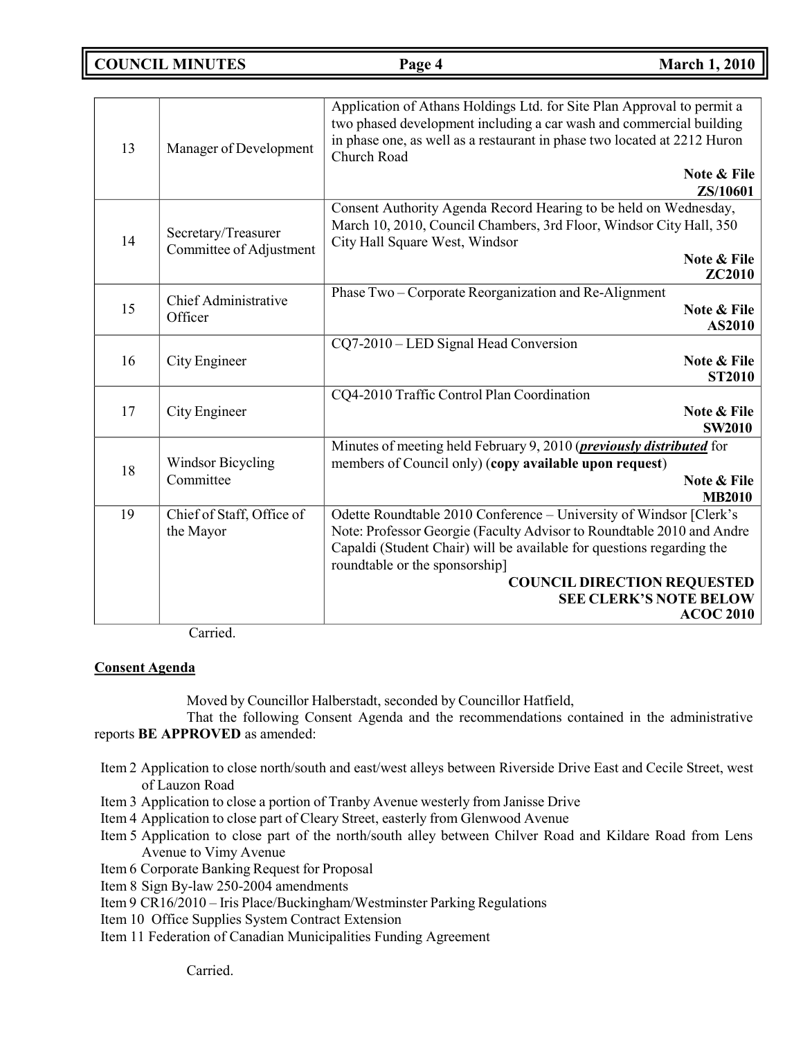| 13 | Manager of Development | Application of Athans Holdings Ltd. for Site Plan Approval to permit a two phased development including a car wash and commercial building in phase one, as well as a restaurant in phase two located at 2212 Huron Church Road **Note & File ZS/10601** |
|---|---|---|
| 14 | Secretary/Treasurer Committee of Adjustment | Consent Authority Agenda Record Hearing to be held on Wednesday, March 10, 2010, Council Chambers, 3rd Floor, Windsor City Hall, 350 City Hall Square West, Windsor **Note & File ZC2010** |
| 15 | Chief Administrative Officer | Phase Two – Corporate Reorganization and Re-Alignment **Note & File AS2010** |
| 16 | City Engineer | CQ7-2010 – LED Signal Head Conversion **Note & File ST2010** |
| 17 | City Engineer | CQ4-2010 Traffic Control Plan Coordination **Note & File SW2010** |
| 18 | Windsor Bicycling Committee | Minutes of meeting held February 9, 2010 (***previously distributed*** for members of Council only) (**copy available upon request**) **Note & File MB2010** |
| 19 | Chief of Staff, Office of the Mayor | Odette Roundtable 2010 Conference – University of Windsor [Clerk's Note: Professor Georgie (Faculty Advisor to Roundtable 2010 and Andre Capaldi (Student Chair) will be available for questions regarding the roundtable or the sponsorship] **COUNCIL DIRECTION REQUESTED SEE CLERK'S NOTE BELOW ACOC 2010** |

Carried.

**Consent Agenda**

Moved by Councillor Halberstadt, seconded by Councillor Hatfield,

That the following Consent Agenda and the recommendations contained in the administrative reports **BE APPROVED** as amended:

- Item 2 Application to close north/south and east/west alleys between Riverside Drive East and Cecile Street, west of Lauzon Road
- Item 3 Application to close a portion of Tranby Avenue westerly from Janisse Drive
- Item 4 Application to close part of Cleary Street, easterly from Glenwood Avenue
- Item 5 Application to close part of the north/south alley between Chilver Road and Kildare Road from Lens Avenue to Vimy Avenue
- Item 6 Corporate Banking Request for Proposal
- Item 8 Sign By-law 250-2004 amendments
- Item 9 CR16/2010 – Iris Place/Buckingham/Westminster Parking Regulations
- Item 10 Office Supplies System Contract Extension
- Item 11 Federation of Canadian Municipalities Funding Agreement

Carried.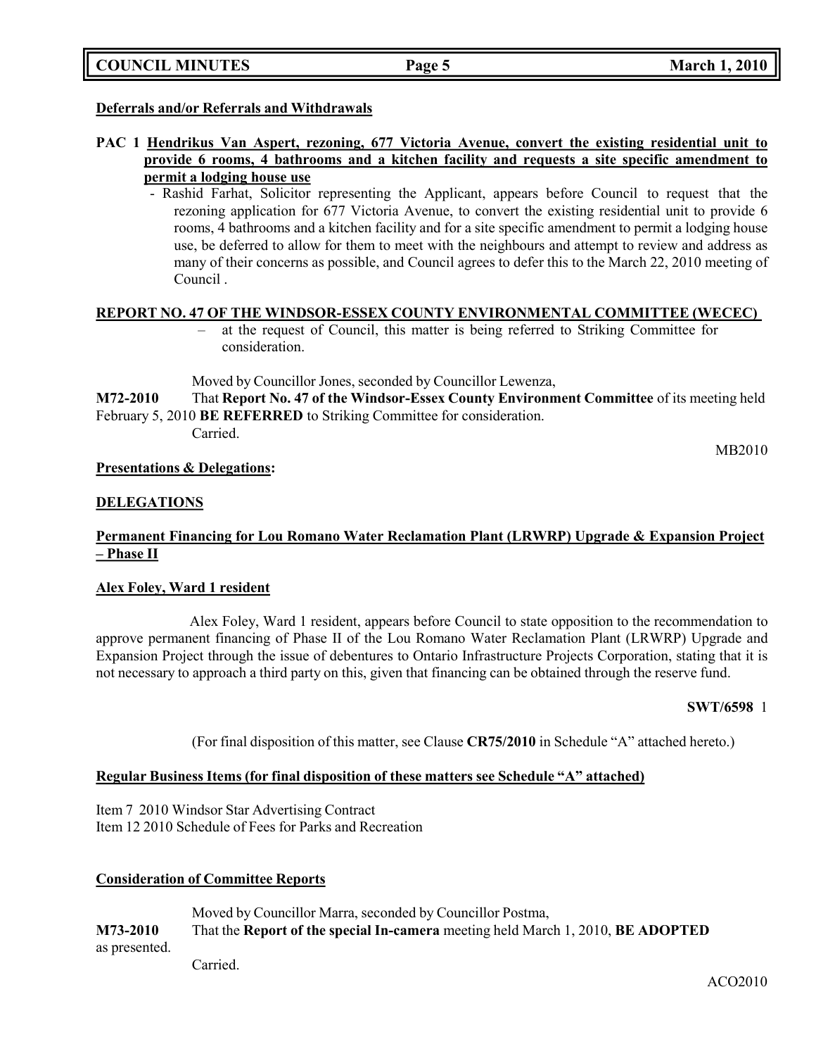**Deferrals and/or Referrals and Withdrawals**

**PAC 1 Hendrikus Van Aspert, rezoning, 677 Victoria Avenue, convert the existing residential unit to provide 6 rooms, 4 bathrooms and a kitchen facility and requests a site specific amendment to permit a lodging house use**

- Rashid Farhat, Solicitor representing the Applicant, appears before Council to request that the rezoning application for 677 Victoria Avenue, to convert the existing residential unit to provide 6 rooms, 4 bathrooms and a kitchen facility and for a site specific amendment to permit a lodging house use, be deferred to allow for them to meet with the neighbours and attempt to review and address as many of their concerns as possible, and Council agrees to defer this to the March 22, 2010 meeting of Council .

**REPORT NO. 47 OF THE WINDSOR-ESSEX COUNTY ENVIRONMENTAL COMMITTEE (WECEC)**

– at the request of Council, this matter is being referred to Striking Committee for consideration.

Moved by Councillor Jones, seconded by Councillor Lewenza,

**M72-2010** That **Report No. 47 of the Windsor-Essex County Environment Committee** of its meeting held February 5, 2010 **BE REFERRED** to Striking Committee for consideration.

Carried.

MB2010

**Presentations & Delegations:**

**DELEGATIONS**

**Permanent Financing for Lou Romano Water Reclamation Plant (LRWRP) Upgrade & Expansion Project – Phase II**

**Alex Foley, Ward 1 resident**

Alex Foley, Ward 1 resident, appears before Council to state opposition to the recommendation to approve permanent financing of Phase II of the Lou Romano Water Reclamation Plant (LRWRP) Upgrade and Expansion Project through the issue of debentures to Ontario Infrastructure Projects Corporation, stating that it is not necessary to approach a third party on this, given that financing can be obtained through the reserve fund.

**SWT/6598** 1

(For final disposition of this matter, see Clause **CR75/2010** in Schedule "A" attached hereto.)

**Regular Business Items (for final disposition of these matters see Schedule "A" attached)**

Item 7 2010 Windsor Star Advertising Contract
Item 12 2010 Schedule of Fees for Parks and Recreation

**Consideration of Committee Reports**

Moved by Councillor Marra, seconded by Councillor Postma,

**M73-2010** That the **Report of the special In-camera** meeting held March 1, 2010, **BE ADOPTED** as presented.

Carried.

ACO2010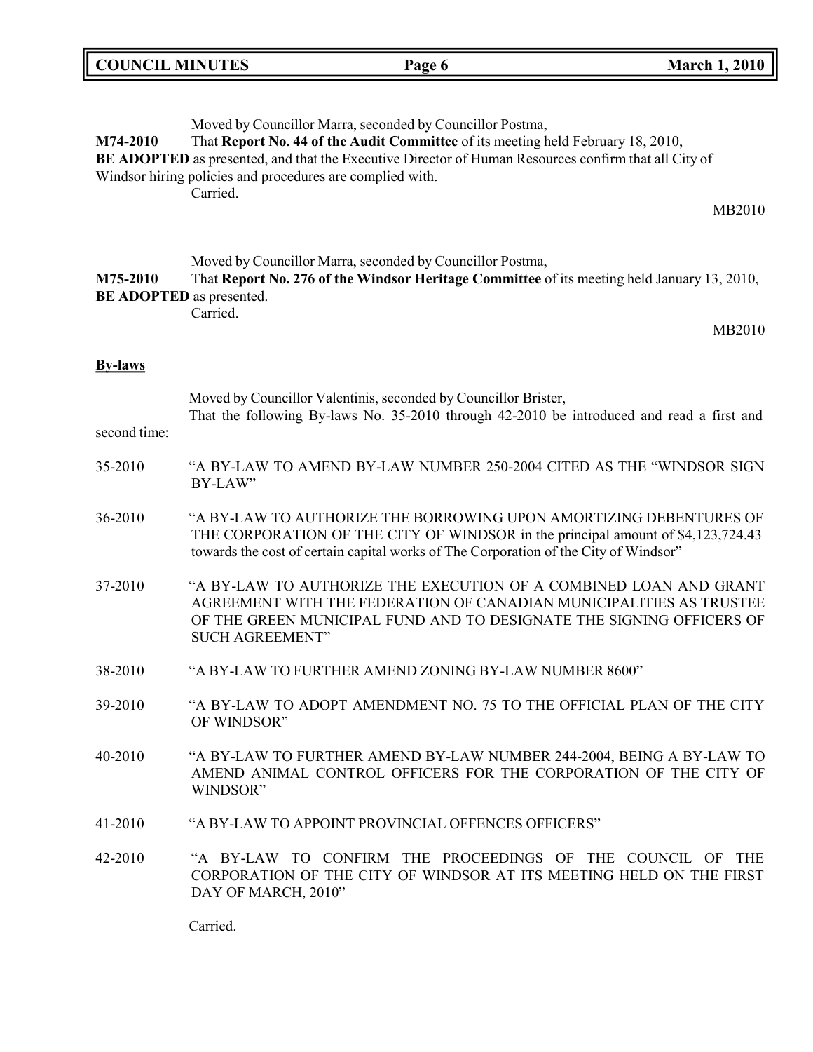Moved by Councillor Marra, seconded by Councillor Postma,

**M74-2010** That **Report No. 44 of the Audit Committee** of its meeting held February 18, 2010, **BE ADOPTED** as presented, and that the Executive Director of Human Resources confirm that all City of Windsor hiring policies and procedures are complied with.

Carried.

MB2010

Moved by Councillor Marra, seconded by Councillor Postma,

**M75-2010** That **Report No. 276 of the Windsor Heritage Committee** of its meeting held January 13, 2010, **BE ADOPTED** as presented.

Carried.

MB2010

**By-laws**

Moved by Councillor Valentinis, seconded by Councillor Brister,

That the following By-laws No. 35-2010 through 42-2010 be introduced and read a first and second time:

35-2010 "A BY-LAW TO AMEND BY-LAW NUMBER 250-2004 CITED AS THE "WINDSOR SIGN BY-LAW"

36-2010 "A BY-LAW TO AUTHORIZE THE BORROWING UPON AMORTIZING DEBENTURES OF THE CORPORATION OF THE CITY OF WINDSOR in the principal amount of $4,123,724.43 towards the cost of certain capital works of The Corporation of the City of Windsor"

37-2010 "A BY-LAW TO AUTHORIZE THE EXECUTION OF A COMBINED LOAN AND GRANT AGREEMENT WITH THE FEDERATION OF CANADIAN MUNICIPALITIES AS TRUSTEE OF THE GREEN MUNICIPAL FUND AND TO DESIGNATE THE SIGNING OFFICERS OF SUCH AGREEMENT"

38-2010 "A BY-LAW TO FURTHER AMEND ZONING BY-LAW NUMBER 8600"

39-2010 "A BY-LAW TO ADOPT AMENDMENT NO. 75 TO THE OFFICIAL PLAN OF THE CITY OF WINDSOR"

40-2010 "A BY-LAW TO FURTHER AMEND BY-LAW NUMBER 244-2004, BEING A BY-LAW TO AMEND ANIMAL CONTROL OFFICERS FOR THE CORPORATION OF THE CITY OF WINDSOR"

41-2010 "A BY-LAW TO APPOINT PROVINCIAL OFFENCES OFFICERS"

42-2010 "A BY-LAW TO CONFIRM THE PROCEEDINGS OF THE COUNCIL OF THE CORPORATION OF THE CITY OF WINDSOR AT ITS MEETING HELD ON THE FIRST DAY OF MARCH, 2010"

Carried.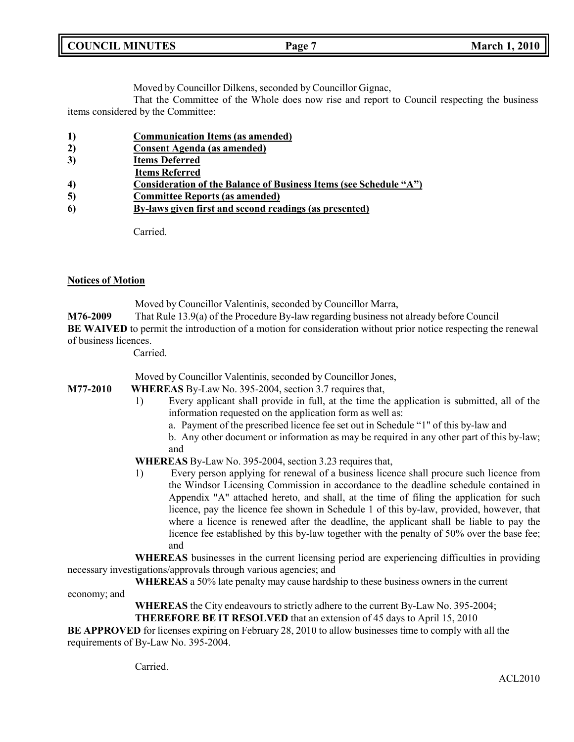Moved by Councillor Dilkens, seconded by Councillor Gignac,

That the Committee of the Whole does now rise and report to Council respecting the business items considered by the Committee:

1) **Communication Items (as amended)**
2) **Consent Agenda (as amended)**
3) **Items Deferred**
   **Items Referred**
4) **Consideration of the Balance of Business Items (see Schedule "A")**
5) **Committee Reports (as amended)**
6) **By-laws given first and second readings (as presented)**

Carried.

**Notices of Motion**

Moved by Councillor Valentinis, seconded by Councillor Marra,

**M76-2009** That Rule 13.9(a) of the Procedure By-law regarding business not already before Council **BE WAIVED** to permit the introduction of a motion for consideration without prior notice respecting the renewal of business licences.

Carried.

Moved by Councillor Valentinis, seconded by Councillor Jones,

**M77-2010** **WHEREAS** By-Law No. 395-2004, section 3.7 requires that,

1) Every applicant shall provide in full, at the time the application is submitted, all of the information requested on the application form as well as:
   a. Payment of the prescribed licence fee set out in Schedule "1" of this by-law and
   b. Any other document or information as may be required in any other part of this by-law; and

**WHEREAS** By-Law No. 395-2004, section 3.23 requires that,

1) Every person applying for renewal of a business licence shall procure such licence from the Windsor Licensing Commission in accordance to the deadline schedule contained in Appendix "A" attached hereto, and shall, at the time of filing the application for such licence, pay the licence fee shown in Schedule 1 of this by-law, provided, however, that where a licence is renewed after the deadline, the applicant shall be liable to pay the licence fee established by this by-law together with the penalty of 50% over the base fee; and

**WHEREAS** businesses in the current licensing period are experiencing difficulties in providing necessary investigations/approvals through various agencies; and

**WHEREAS** a 50% late penalty may cause hardship to these business owners in the current economy; and

**WHEREAS** the City endeavours to strictly adhere to the current By-Law No. 395-2004;

**THEREFORE BE IT RESOLVED** that an extension of 45 days to April 15, 2010 **BE APPROVED** for licenses expiring on February 28, 2010 to allow businesses time to comply with all the requirements of By-Law No. 395-2004.

Carried.

ACL2010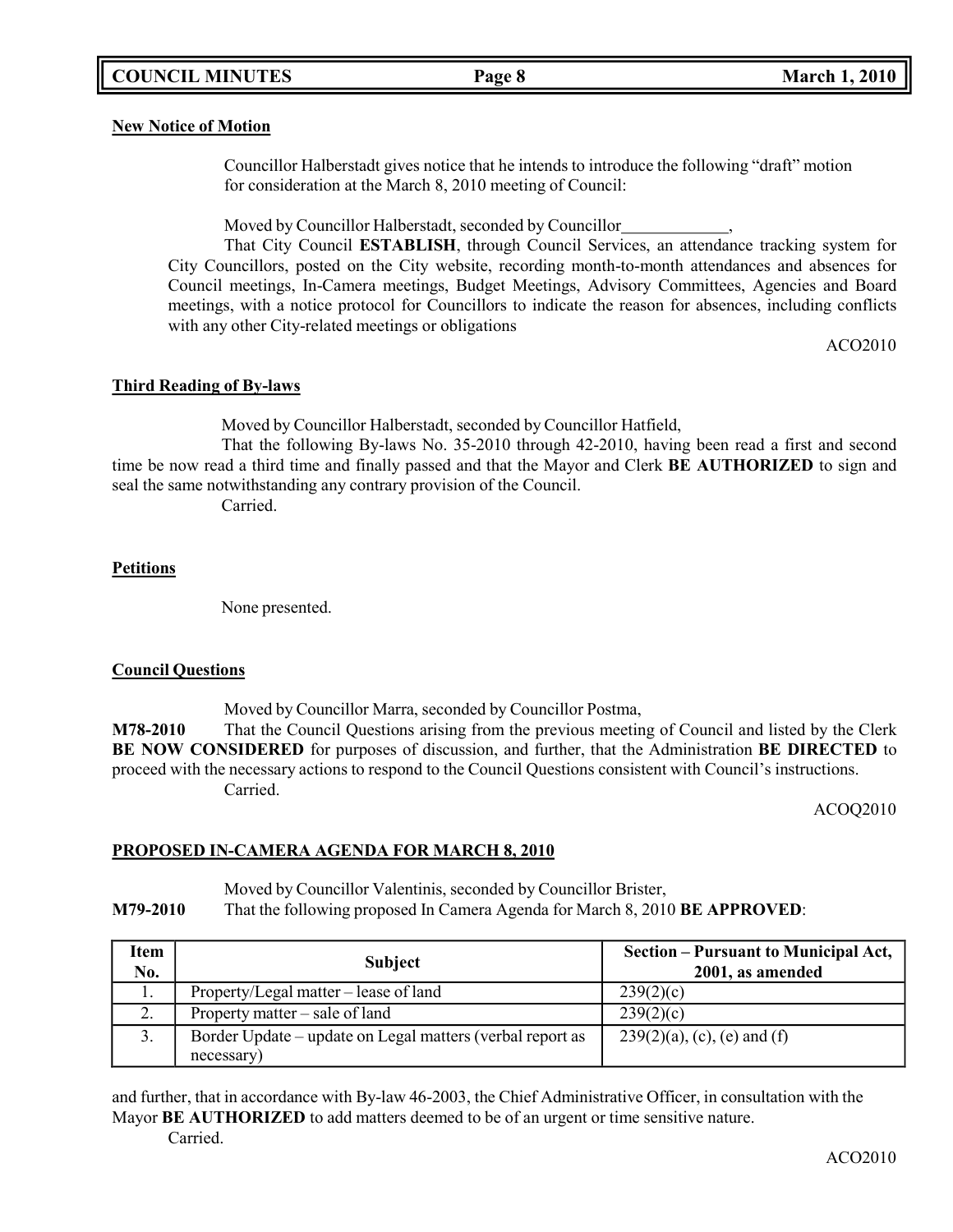**New Notice of Motion**

Councillor Halberstadt gives notice that he intends to introduce the following "draft" motion for consideration at the March 8, 2010 meeting of Council:

Moved by Councillor Halberstadt, seconded by Councillor\_\_\_\_\_\_\_\_\_\_\_\_,

That City Council **ESTABLISH**, through Council Services, an attendance tracking system for City Councillors, posted on the City website, recording month-to-month attendances and absences for Council meetings, In-Camera meetings, Budget Meetings, Advisory Committees, Agencies and Board meetings, with a notice protocol for Councillors to indicate the reason for absences, including conflicts with any other City-related meetings or obligations

ACO2010

**Third Reading of By-laws**

Moved by Councillor Halberstadt, seconded by Councillor Hatfield,

That the following By-laws No. 35-2010 through 42-2010, having been read a first and second time be now read a third time and finally passed and that the Mayor and Clerk **BE AUTHORIZED** to sign and seal the same notwithstanding any contrary provision of the Council.

Carried.

**Petitions**

None presented.

**Council Questions**

Moved by Councillor Marra, seconded by Councillor Postma,

**M78-2010** That the Council Questions arising from the previous meeting of Council and listed by the Clerk **BE NOW CONSIDERED** for purposes of discussion, and further, that the Administration **BE DIRECTED** to proceed with the necessary actions to respond to the Council Questions consistent with Council's instructions.

Carried.

ACOQ2010

**PROPOSED IN-CAMERA AGENDA FOR MARCH 8, 2010**

Moved by Councillor Valentinis, seconded by Councillor Brister,

**M79-2010** That the following proposed In Camera Agenda for March 8, 2010 **BE APPROVED**:

| Item No. | Subject | Section – Pursuant to Municipal Act, 2001, as amended |
|---|---|---|
| 1. | Property/Legal matter – lease of land | 239(2)(c) |
| 2. | Property matter – sale of land | 239(2)(c) |
| 3. | Border Update – update on Legal matters (verbal report as necessary) | 239(2)(a), (c), (e) and (f) |

and further, that in accordance with By-law 46-2003, the Chief Administrative Officer, in consultation with the Mayor **BE AUTHORIZED** to add matters deemed to be of an urgent or time sensitive nature.

Carried.

ACO2010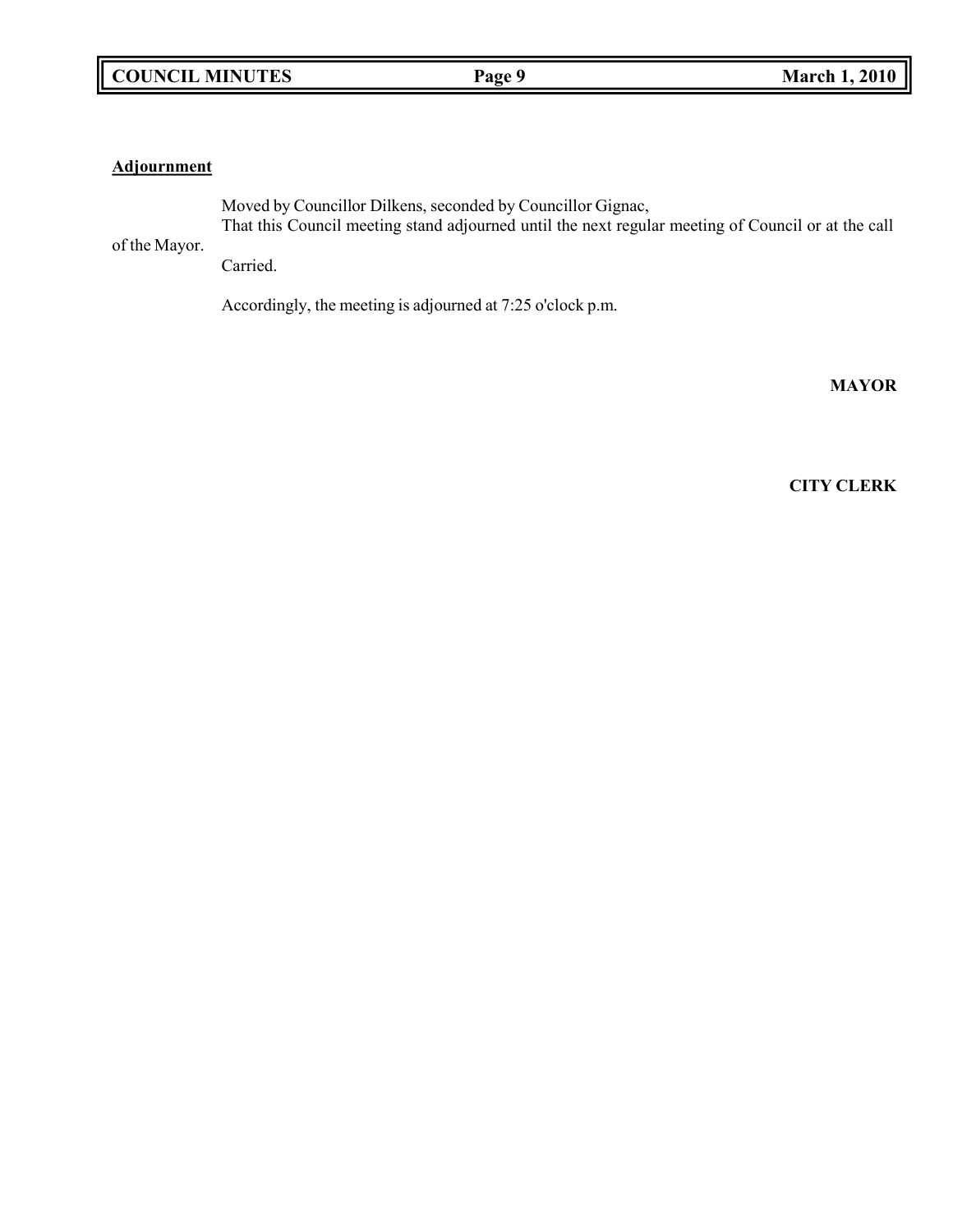**Adjournment**

Moved by Councillor Dilkens, seconded by Councillor Gignac,
That this Council meeting stand adjourned until the next regular meeting of Council or at the call of the Mayor.
Carried.

Accordingly, the meeting is adjourned at 7:25 o'clock p.m.

**MAYOR**

**CITY CLERK**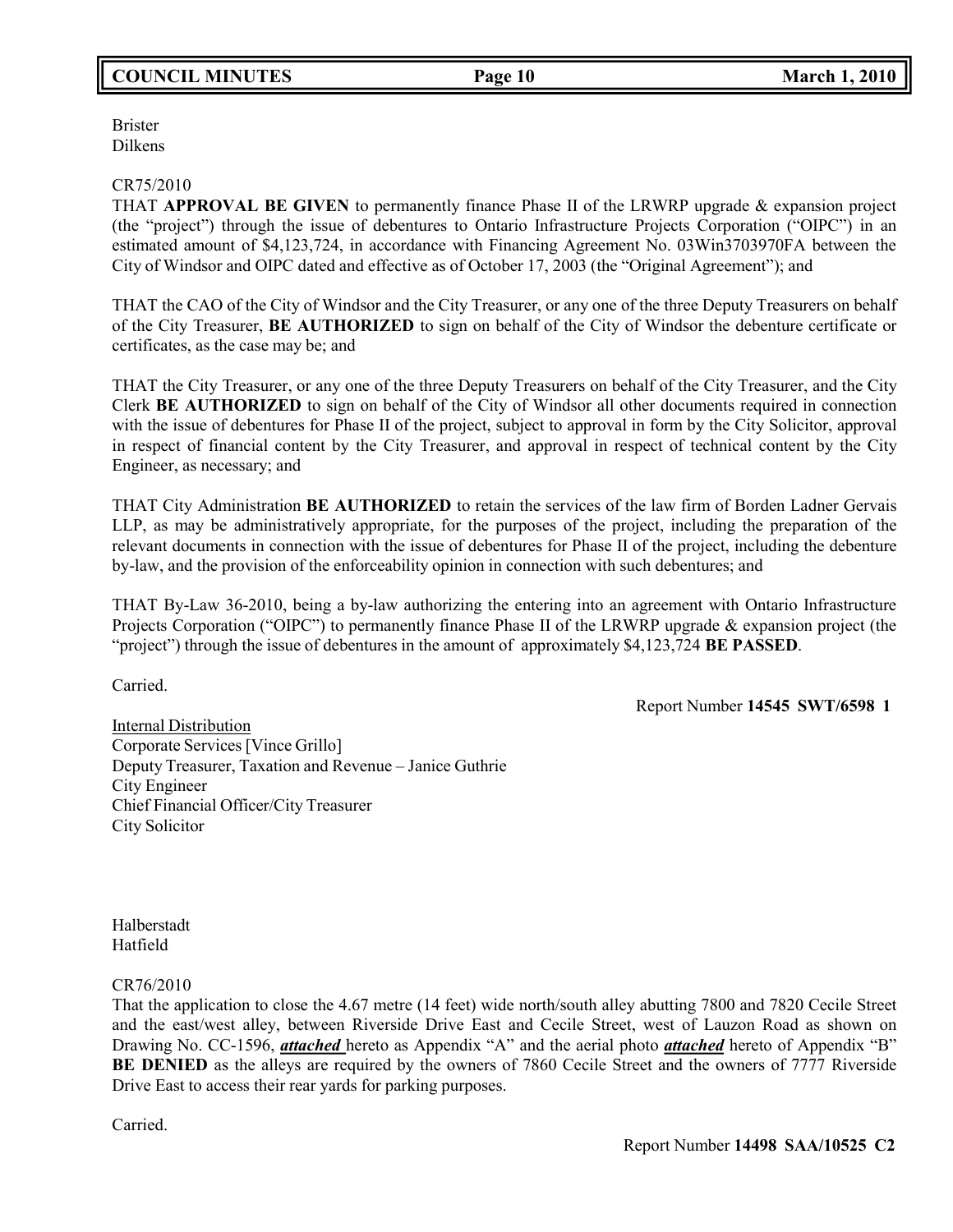Brister
Dilkens

CR75/2010
THAT **APPROVAL BE GIVEN** to permanently finance Phase II of the LRWRP upgrade & expansion project (the "project") through the issue of debentures to Ontario Infrastructure Projects Corporation ("OIPC") in an estimated amount of $4,123,724, in accordance with Financing Agreement No. 03Win3703970FA between the City of Windsor and OIPC dated and effective as of October 17, 2003 (the "Original Agreement"); and

THAT the CAO of the City of Windsor and the City Treasurer, or any one of the three Deputy Treasurers on behalf of the City Treasurer, **BE AUTHORIZED** to sign on behalf of the City of Windsor the debenture certificate or certificates, as the case may be; and

THAT the City Treasurer, or any one of the three Deputy Treasurers on behalf of the City Treasurer, and the City Clerk **BE AUTHORIZED** to sign on behalf of the City of Windsor all other documents required in connection with the issue of debentures for Phase II of the project, subject to approval in form by the City Solicitor, approval in respect of financial content by the City Treasurer, and approval in respect of technical content by the City Engineer, as necessary; and

THAT City Administration **BE AUTHORIZED** to retain the services of the law firm of Borden Ladner Gervais LLP, as may be administratively appropriate, for the purposes of the project, including the preparation of the relevant documents in connection with the issue of debentures for Phase II of the project, including the debenture by-law, and the provision of the enforceability opinion in connection with such debentures; and

THAT By-Law 36-2010, being a by-law authorizing the entering into an agreement with Ontario Infrastructure Projects Corporation ("OIPC") to permanently finance Phase II of the LRWRP upgrade & expansion project (the "project") through the issue of debentures in the amount of approximately $4,123,724 **BE PASSED**.

Carried.

Report Number **14545 SWT/6598 1**

<u>Internal Distribution</u>
Corporate Services [Vince Grillo]
Deputy Treasurer, Taxation and Revenue – Janice Guthrie
City Engineer
Chief Financial Officer/City Treasurer
City Solicitor

Halberstadt
Hatfield

CR76/2010
That the application to close the 4.67 metre (14 feet) wide north/south alley abutting 7800 and 7820 Cecile Street and the east/west alley, between Riverside Drive East and Cecile Street, west of Lauzon Road as shown on Drawing No. CC-1596, ***attached*** hereto as Appendix "A" and the aerial photo ***attached*** hereto of Appendix "B" **BE DENIED** as the alleys are required by the owners of 7860 Cecile Street and the owners of 7777 Riverside Drive East to access their rear yards for parking purposes.

Carried.

Report Number **14498 SAA/10525 C2**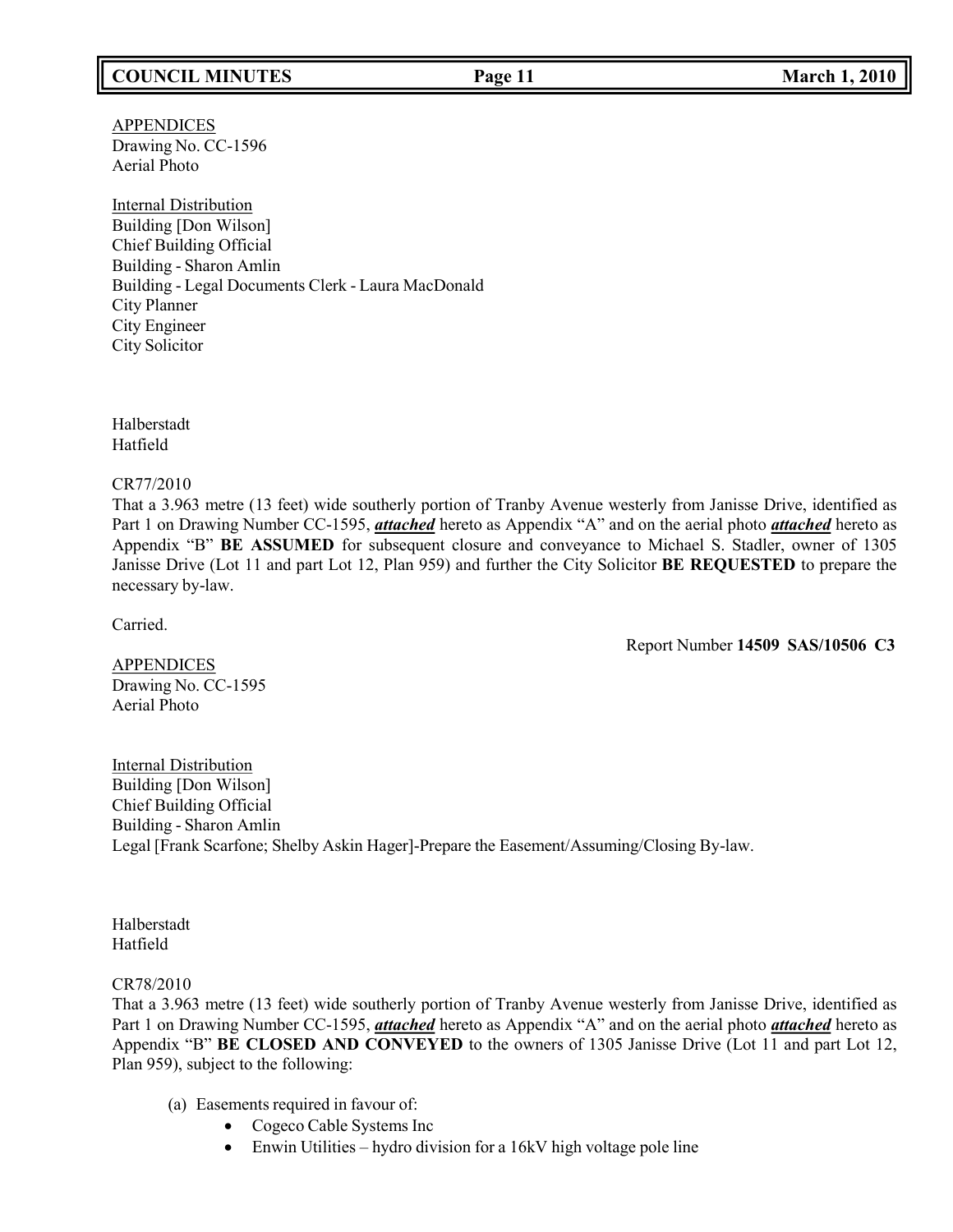APPENDICES
Drawing No. CC-1596
Aerial Photo

Internal Distribution
Building [Don Wilson]
Chief Building Official
Building - Sharon Amlin
Building - Legal Documents Clerk - Laura MacDonald
City Planner
City Engineer
City Solicitor

Halberstadt
Hatfield

CR77/2010
That a 3.963 metre (13 feet) wide southerly portion of Tranby Avenue westerly from Janisse Drive, identified as Part 1 on Drawing Number CC-1595, ***attached*** hereto as Appendix "A" and on the aerial photo ***attached*** hereto as Appendix "B" **BE ASSUMED** for subsequent closure and conveyance to Michael S. Stadler, owner of 1305 Janisse Drive (Lot 11 and part Lot 12, Plan 959) and further the City Solicitor **BE REQUESTED** to prepare the necessary by-law.

Carried.

Report Number **14509 SAS/10506 C3**

APPENDICES
Drawing No. CC-1595
Aerial Photo

Internal Distribution
Building [Don Wilson]
Chief Building Official
Building - Sharon Amlin
Legal [Frank Scarfone; Shelby Askin Hager]-Prepare the Easement/Assuming/Closing By-law.

Halberstadt
Hatfield

CR78/2010
That a 3.963 metre (13 feet) wide southerly portion of Tranby Avenue westerly from Janisse Drive, identified as Part 1 on Drawing Number CC-1595, ***attached*** hereto as Appendix "A" and on the aerial photo ***attached*** hereto as Appendix "B" **BE CLOSED AND CONVEYED** to the owners of 1305 Janisse Drive (Lot 11 and part Lot 12, Plan 959), subject to the following:

(a) Easements required in favour of:
  - Cogeco Cable Systems Inc
  - Enwin Utilities – hydro division for a 16kV high voltage pole line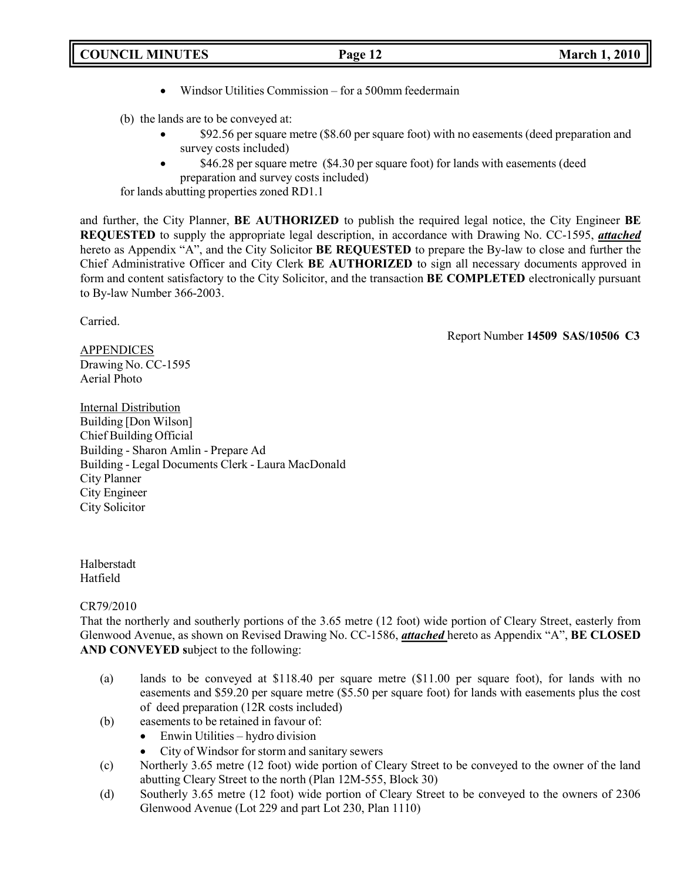- Windsor Utilities Commission – for a 500mm feedermain

(b) the lands are to be conveyed at:

- \$92.56 per square metre (\$8.60 per square foot) with no easements (deed preparation and survey costs included)
- \$46.28 per square metre (\$4.30 per square foot) for lands with easements (deed preparation and survey costs included)

for lands abutting properties zoned RD1.1

and further, the City Planner, **BE AUTHORIZED** to publish the required legal notice, the City Engineer **BE REQUESTED** to supply the appropriate legal description, in accordance with Drawing No. CC-1595, ***attached*** hereto as Appendix "A", and the City Solicitor **BE REQUESTED** to prepare the By-law to close and further the Chief Administrative Officer and City Clerk **BE AUTHORIZED** to sign all necessary documents approved in form and content satisfactory to the City Solicitor, and the transaction **BE COMPLETED** electronically pursuant to By-law Number 366-2003.

Carried.

Report Number **14509 SAS/10506 C3**

APPENDICES
Drawing No. CC-1595
Aerial Photo

Internal Distribution
Building [Don Wilson]
Chief Building Official
Building - Sharon Amlin - Prepare Ad
Building - Legal Documents Clerk - Laura MacDonald
City Planner
City Engineer
City Solicitor

Halberstadt
Hatfield

CR79/2010
That the northerly and southerly portions of the 3.65 metre (12 foot) wide portion of Cleary Street, easterly from Glenwood Avenue, as shown on Revised Drawing No. CC-1586, ***attached*** hereto as Appendix "A", **BE CLOSED AND CONVEYED s**ubject to the following:

(a) lands to be conveyed at \$118.40 per square metre (\$11.00 per square foot), for lands with no easements and \$59.20 per square metre (\$5.50 per square foot) for lands with easements plus the cost of deed preparation (12R costs included)

(b) easements to be retained in favour of:
- Enwin Utilities – hydro division
- City of Windsor for storm and sanitary sewers

(c) Northerly 3.65 metre (12 foot) wide portion of Cleary Street to be conveyed to the owner of the land abutting Cleary Street to the north (Plan 12M-555, Block 30)

(d) Southerly 3.65 metre (12 foot) wide portion of Cleary Street to be conveyed to the owners of 2306 Glenwood Avenue (Lot 229 and part Lot 230, Plan 1110)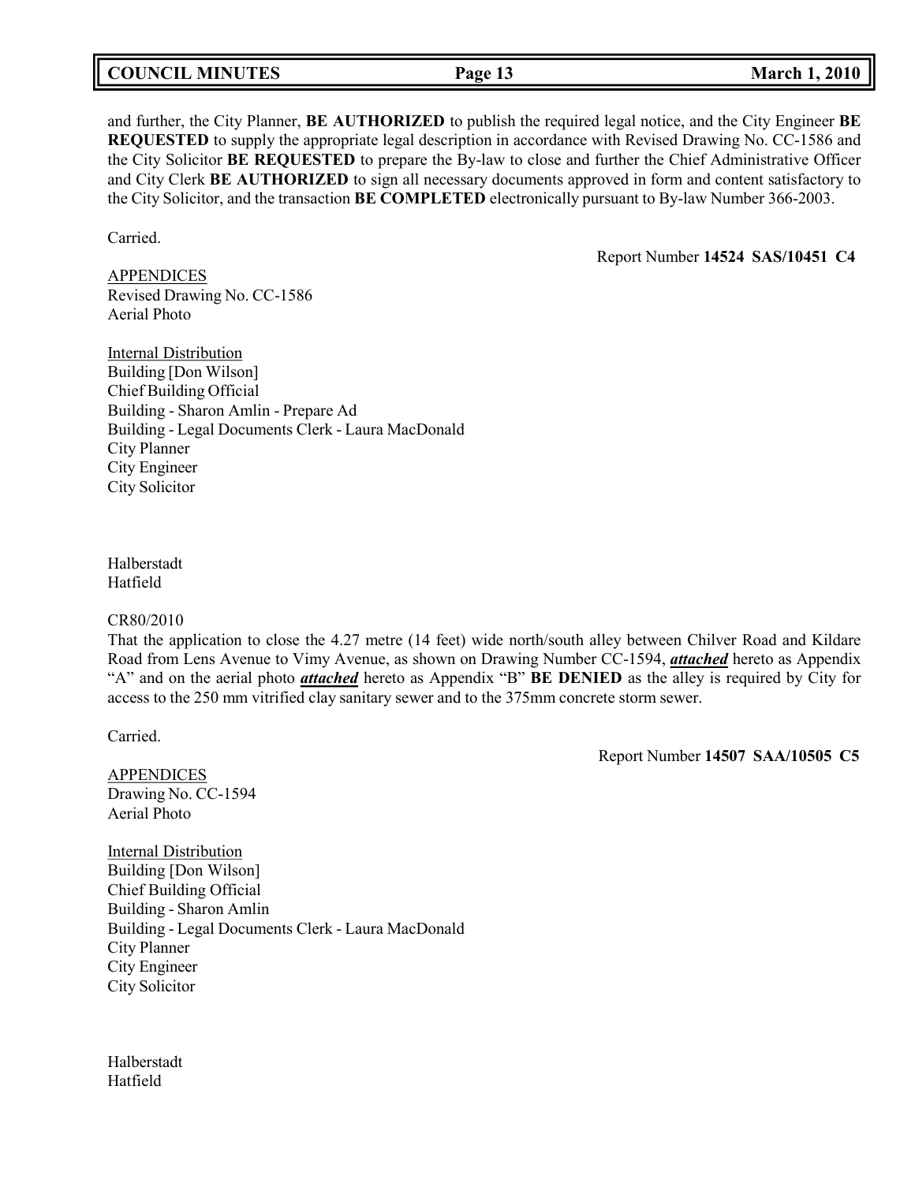and further, the City Planner, **BE AUTHORIZED** to publish the required legal notice, and the City Engineer **BE REQUESTED** to supply the appropriate legal description in accordance with Revised Drawing No. CC-1586 and the City Solicitor **BE REQUESTED** to prepare the By-law to close and further the Chief Administrative Officer and City Clerk **BE AUTHORIZED** to sign all necessary documents approved in form and content satisfactory to the City Solicitor, and the transaction **BE COMPLETED** electronically pursuant to By-law Number 366-2003.

Carried.

Report Number **14524 SAS/10451 C4**

APPENDICES
Revised Drawing No. CC-1586
Aerial Photo

Internal Distribution
Building [Don Wilson]
Chief Building Official
Building - Sharon Amlin - Prepare Ad
Building - Legal Documents Clerk - Laura MacDonald
City Planner
City Engineer
City Solicitor

Halberstadt
Hatfield

CR80/2010
That the application to close the 4.27 metre (14 feet) wide north/south alley between Chilver Road and Kildare Road from Lens Avenue to Vimy Avenue, as shown on Drawing Number CC-1594, ***attached*** hereto as Appendix "A" and on the aerial photo ***attached*** hereto as Appendix "B" **BE DENIED** as the alley is required by City for access to the 250 mm vitrified clay sanitary sewer and to the 375mm concrete storm sewer.

Carried.

Report Number **14507 SAA/10505 C5**

APPENDICES
Drawing No. CC-1594
Aerial Photo

Internal Distribution
Building [Don Wilson]
Chief Building Official
Building - Sharon Amlin
Building - Legal Documents Clerk - Laura MacDonald
City Planner
City Engineer
City Solicitor

Halberstadt
Hatfield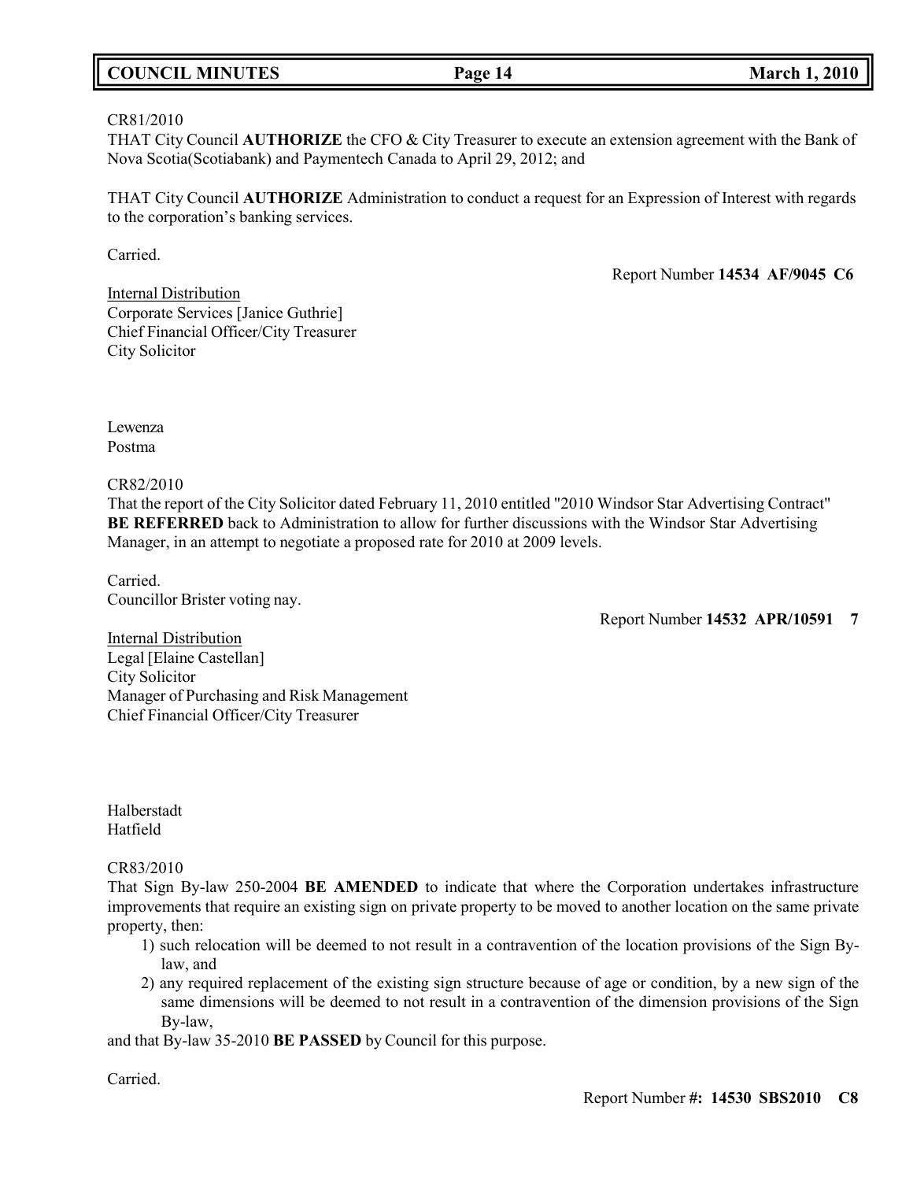CR81/2010
THAT City Council **AUTHORIZE** the CFO & City Treasurer to execute an extension agreement with the Bank of Nova Scotia(Scotiabank) and Paymentech Canada to April 29, 2012; and

THAT City Council **AUTHORIZE** Administration to conduct a request for an Expression of Interest with regards to the corporation's banking services.

Carried.

Report Number **14534 AF/9045 C6**

Internal Distribution
Corporate Services [Janice Guthrie]
Chief Financial Officer/City Treasurer
City Solicitor

Lewenza
Postma

CR82/2010
That the report of the City Solicitor dated February 11, 2010 entitled "2010 Windsor Star Advertising Contract" **BE REFERRED** back to Administration to allow for further discussions with the Windsor Star Advertising Manager, in an attempt to negotiate a proposed rate for 2010 at 2009 levels.

Carried.
Councillor Brister voting nay.

Report Number **14532 APR/10591 7**

Internal Distribution
Legal [Elaine Castellan]
City Solicitor
Manager of Purchasing and Risk Management
Chief Financial Officer/City Treasurer

Halberstadt
Hatfield

CR83/2010
That Sign By-law 250-2004 **BE AMENDED** to indicate that where the Corporation undertakes infrastructure improvements that require an existing sign on private property to be moved to another location on the same private property, then:

1) such relocation will be deemed to not result in a contravention of the location provisions of the Sign By-law, and
2) any required replacement of the existing sign structure because of age or condition, by a new sign of the same dimensions will be deemed to not result in a contravention of the dimension provisions of the Sign By-law,

and that By-law 35-2010 **BE PASSED** by Council for this purpose.

Carried.

Report Number **#: 14530 SBS2010 C8**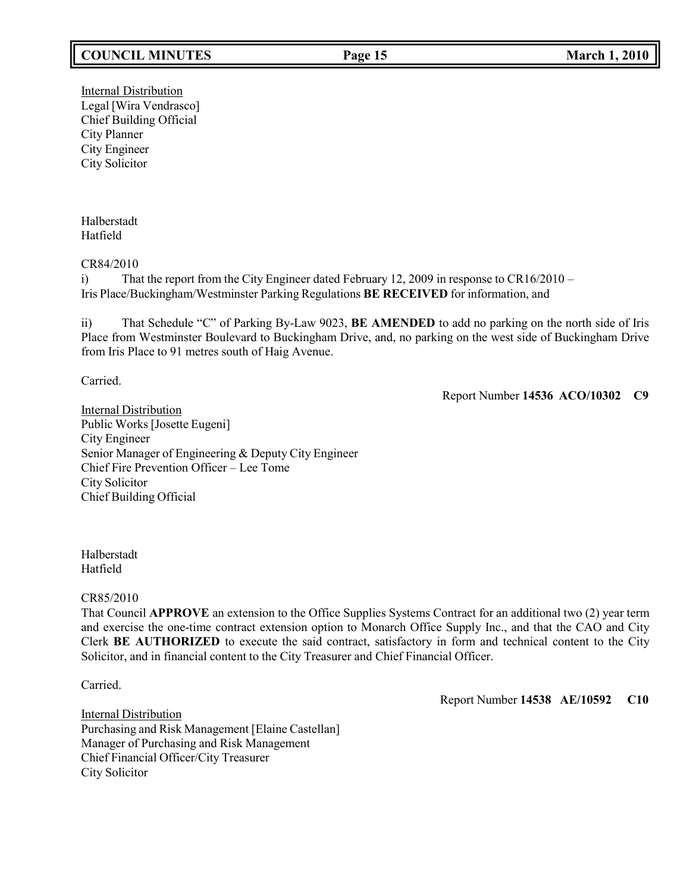Internal Distribution
Legal [Wira Vendrasco]
Chief Building Official
City Planner
City Engineer
City Solicitor

Halberstadt
Hatfield

CR84/2010
i) That the report from the City Engineer dated February 12, 2009 in response to CR16/2010 – Iris Place/Buckingham/Westminster Parking Regulations **BE RECEIVED** for information, and

ii) That Schedule "C" of Parking By-Law 9023, **BE AMENDED** to add no parking on the north side of Iris Place from Westminster Boulevard to Buckingham Drive, and, no parking on the west side of Buckingham Drive from Iris Place to 91 metres south of Haig Avenue.

Carried.

Report Number **14536 ACO/10302 C9**

Internal Distribution
Public Works [Josette Eugeni]
City Engineer
Senior Manager of Engineering & Deputy City Engineer
Chief Fire Prevention Officer – Lee Tome
City Solicitor
Chief Building Official

Halberstadt
Hatfield

CR85/2010
That Council **APPROVE** an extension to the Office Supplies Systems Contract for an additional two (2) year term and exercise the one-time contract extension option to Monarch Office Supply Inc., and that the CAO and City Clerk **BE AUTHORIZED** to execute the said contract, satisfactory in form and technical content to the City Solicitor, and in financial content to the City Treasurer and Chief Financial Officer.

Carried.

Report Number **14538 AE/10592 C10**

Internal Distribution
Purchasing and Risk Management [Elaine Castellan]
Manager of Purchasing and Risk Management
Chief Financial Officer/City Treasurer
City Solicitor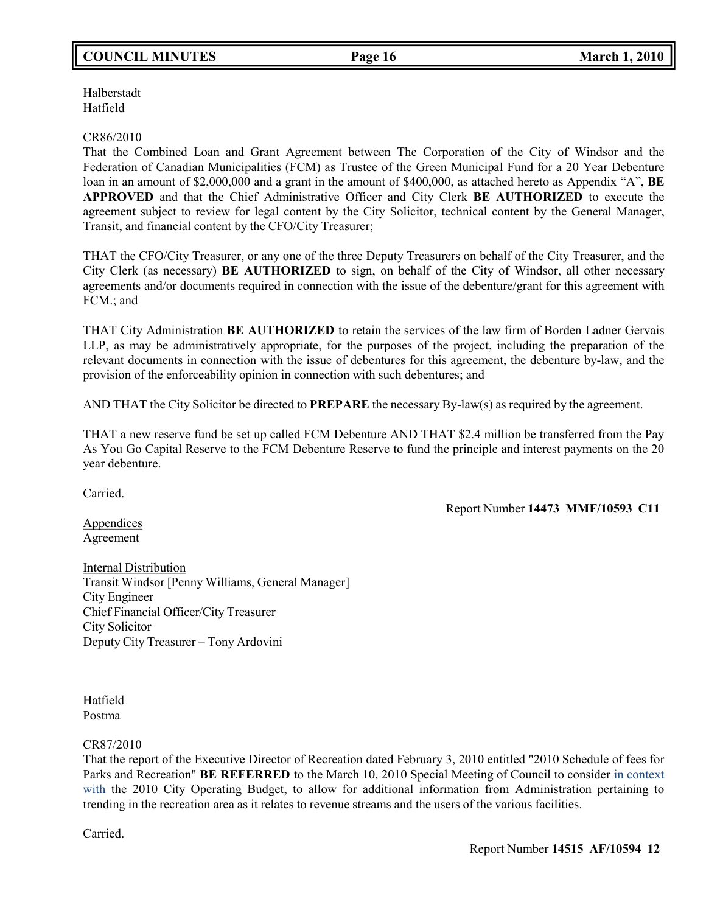Halberstadt
Hatfield

CR86/2010
That the Combined Loan and Grant Agreement between The Corporation of the City of Windsor and the Federation of Canadian Municipalities (FCM) as Trustee of the Green Municipal Fund for a 20 Year Debenture loan in an amount of $2,000,000 and a grant in the amount of $400,000, as attached hereto as Appendix "A", **BE APPROVED** and that the Chief Administrative Officer and City Clerk **BE AUTHORIZED** to execute the agreement subject to review for legal content by the City Solicitor, technical content by the General Manager, Transit, and financial content by the CFO/City Treasurer;

THAT the CFO/City Treasurer, or any one of the three Deputy Treasurers on behalf of the City Treasurer, and the City Clerk (as necessary) **BE AUTHORIZED** to sign, on behalf of the City of Windsor, all other necessary agreements and/or documents required in connection with the issue of the debenture/grant for this agreement with FCM.; and

THAT City Administration **BE AUTHORIZED** to retain the services of the law firm of Borden Ladner Gervais LLP, as may be administratively appropriate, for the purposes of the project, including the preparation of the relevant documents in connection with the issue of debentures for this agreement, the debenture by-law, and the provision of the enforceability opinion in connection with such debentures; and

AND THAT the City Solicitor be directed to **PREPARE** the necessary By-law(s) as required by the agreement.

THAT a new reserve fund be set up called FCM Debenture AND THAT $2.4 million be transferred from the Pay As You Go Capital Reserve to the FCM Debenture Reserve to fund the principle and interest payments on the 20 year debenture.

Carried.

Report Number **14473 MMF/10593 C11**

Appendices
Agreement

Internal Distribution
Transit Windsor [Penny Williams, General Manager]
City Engineer
Chief Financial Officer/City Treasurer
City Solicitor
Deputy City Treasurer – Tony Ardovini

Hatfield
Postma

CR87/2010
That the report of the Executive Director of Recreation dated February 3, 2010 entitled "2010 Schedule of fees for Parks and Recreation" **BE REFERRED** to the March 10, 2010 Special Meeting of Council to consider in context with the 2010 City Operating Budget, to allow for additional information from Administration pertaining to trending in the recreation area as it relates to revenue streams and the users of the various facilities.

Carried.

Report Number **14515 AF/10594 12**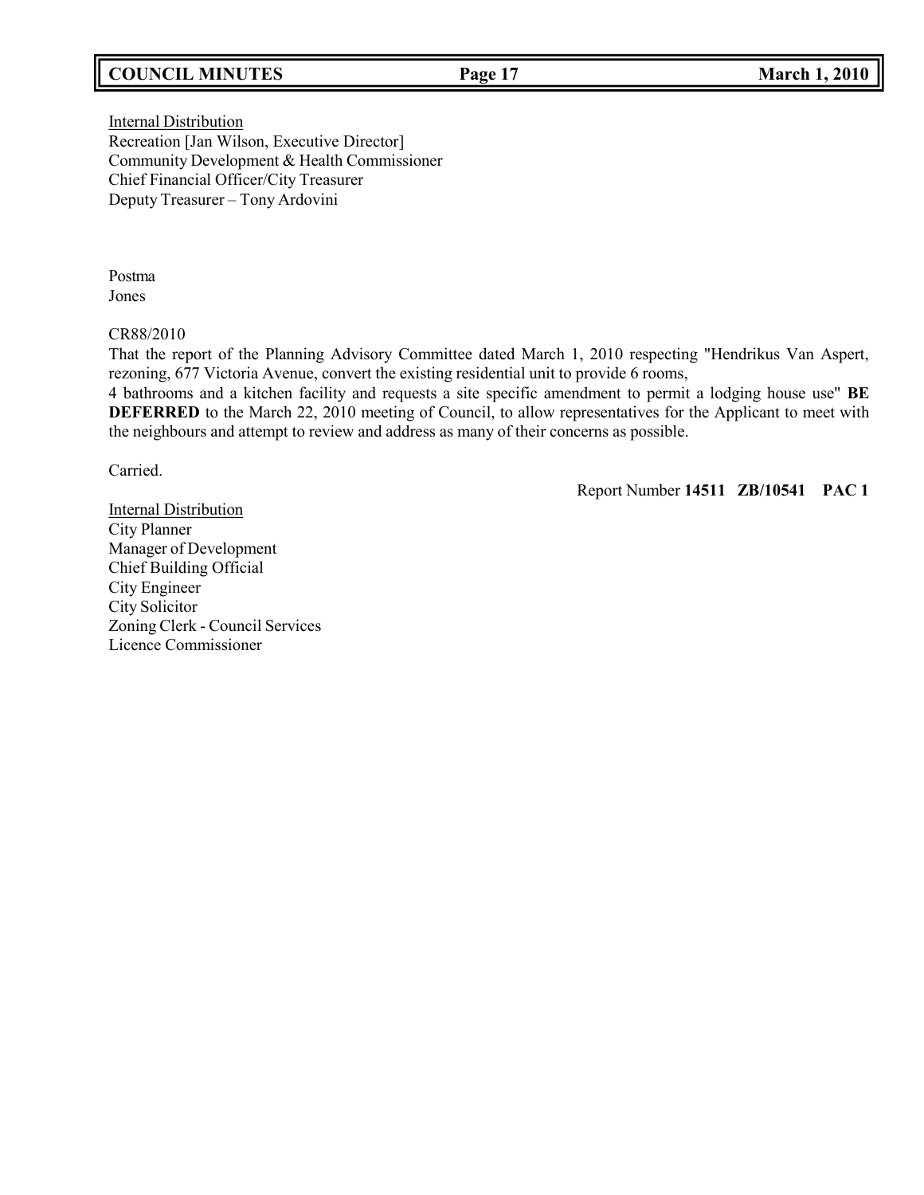Internal Distribution
Recreation [Jan Wilson, Executive Director]
Community Development & Health Commissioner
Chief Financial Officer/City Treasurer
Deputy Treasurer – Tony Ardovini

Postma
Jones

CR88/2010
That the report of the Planning Advisory Committee dated March 1, 2010 respecting "Hendrikus Van Aspert, rezoning, 677 Victoria Avenue, convert the existing residential unit to provide 6 rooms,
4 bathrooms and a kitchen facility and requests a site specific amendment to permit a lodging house use" **BE DEFERRED** to the March 22, 2010 meeting of Council, to allow representatives for the Applicant to meet with the neighbours and attempt to review and address as many of their concerns as possible.

Carried.

Report Number **14511 ZB/10541 PAC 1**

Internal Distribution
City Planner
Manager of Development
Chief Building Official
City Engineer
City Solicitor
Zoning Clerk - Council Services
Licence Commissioner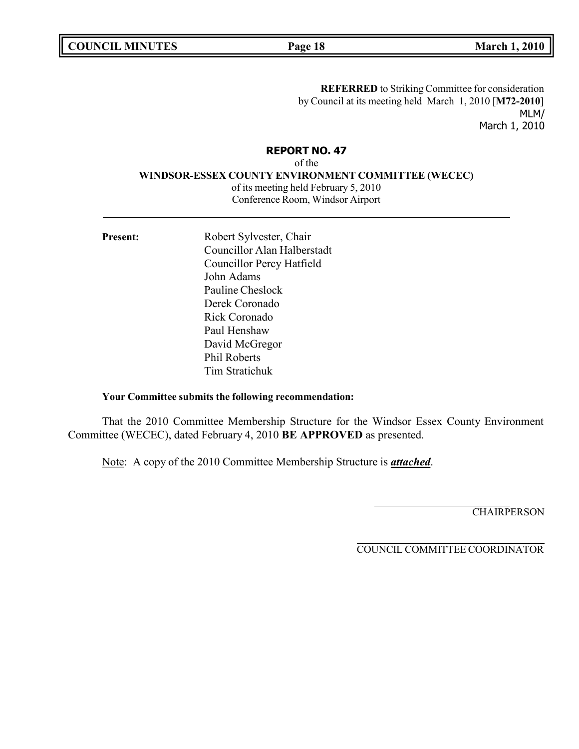**REFERRED** to Striking Committee for consideration by Council at its meeting held March 1, 2010 [**M72-2010**]
MLM/
March 1, 2010

## REPORT NO. 47

of the

**WINDSOR-ESSEX COUNTY ENVIRONMENT COMMITTEE (WECEC)**

of its meeting held February 5, 2010
Conference Room, Windsor Airport

---

**Present:**

Robert Sylvester, Chair
Councillor Alan Halberstadt
Councillor Percy Hatfield
John Adams
Pauline Cheslock
Derek Coronado
Rick Coronado
Paul Henshaw
David McGregor
Phil Roberts
Tim Stratichuk

**Your Committee submits the following recommendation:**

That the 2010 Committee Membership Structure for the Windsor Essex County Environment Committee (WECEC), dated February 4, 2010 **BE APPROVED** as presented.

Note: A copy of the 2010 Committee Membership Structure is ***attached***.

CHAIRPERSON

COUNCIL COMMITTEE COORDINATOR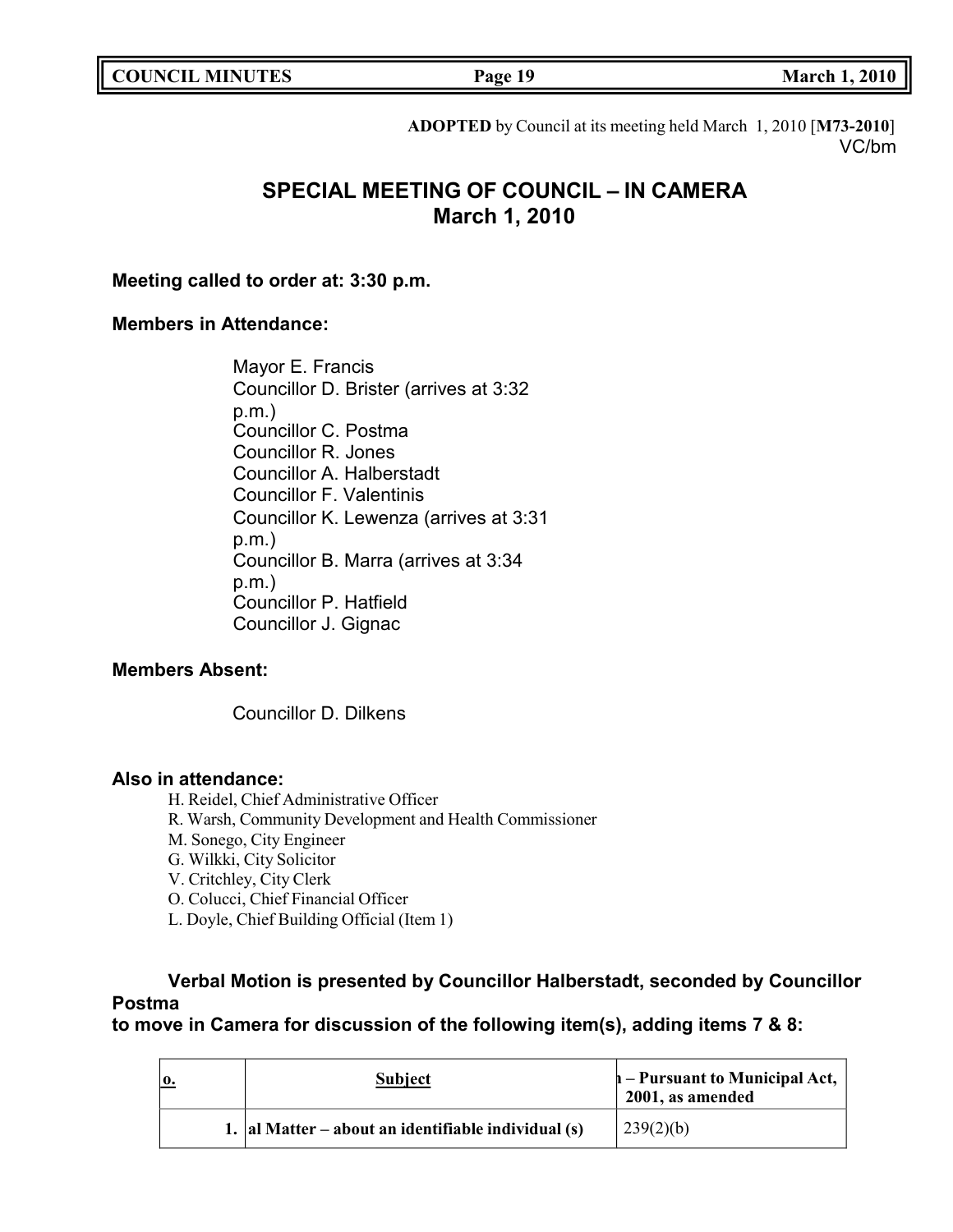**ADOPTED** by Council at its meeting held March 1, 2010 [**M73-2010**]
VC/bm

## SPECIAL MEETING OF COUNCIL – IN CAMERA
## March 1, 2010

**Meeting called to order at: 3:30 p.m.**

**Members in Attendance:**

Mayor E. Francis
Councillor D. Brister (arrives at 3:32 p.m.)
Councillor C. Postma
Councillor R. Jones
Councillor A. Halberstadt
Councillor F. Valentinis
Councillor K. Lewenza (arrives at 3:31 p.m.)
Councillor B. Marra (arrives at 3:34 p.m.)
Councillor P. Hatfield
Councillor J. Gignac

**Members Absent:**

Councillor D. Dilkens

**Also in attendance:**

H. Reidel, Chief Administrative Officer
R. Warsh, Community Development and Health Commissioner
M. Sonego, City Engineer
G. Wilkki, City Solicitor
V. Critchley, City Clerk
O. Colucci, Chief Financial Officer
L. Doyle, Chief Building Official (Item 1)

**Verbal Motion is presented by Councillor Halberstadt, seconded by Councillor Postma to move in Camera for discussion of the following item(s), adding items 7 & 8:**

| o. | Subject | ı – Pursuant to Municipal Act, 2001, as amended |
|---|---|---|
| 1. | al Matter – about an identifiable individual (s) | 239(2)(b) |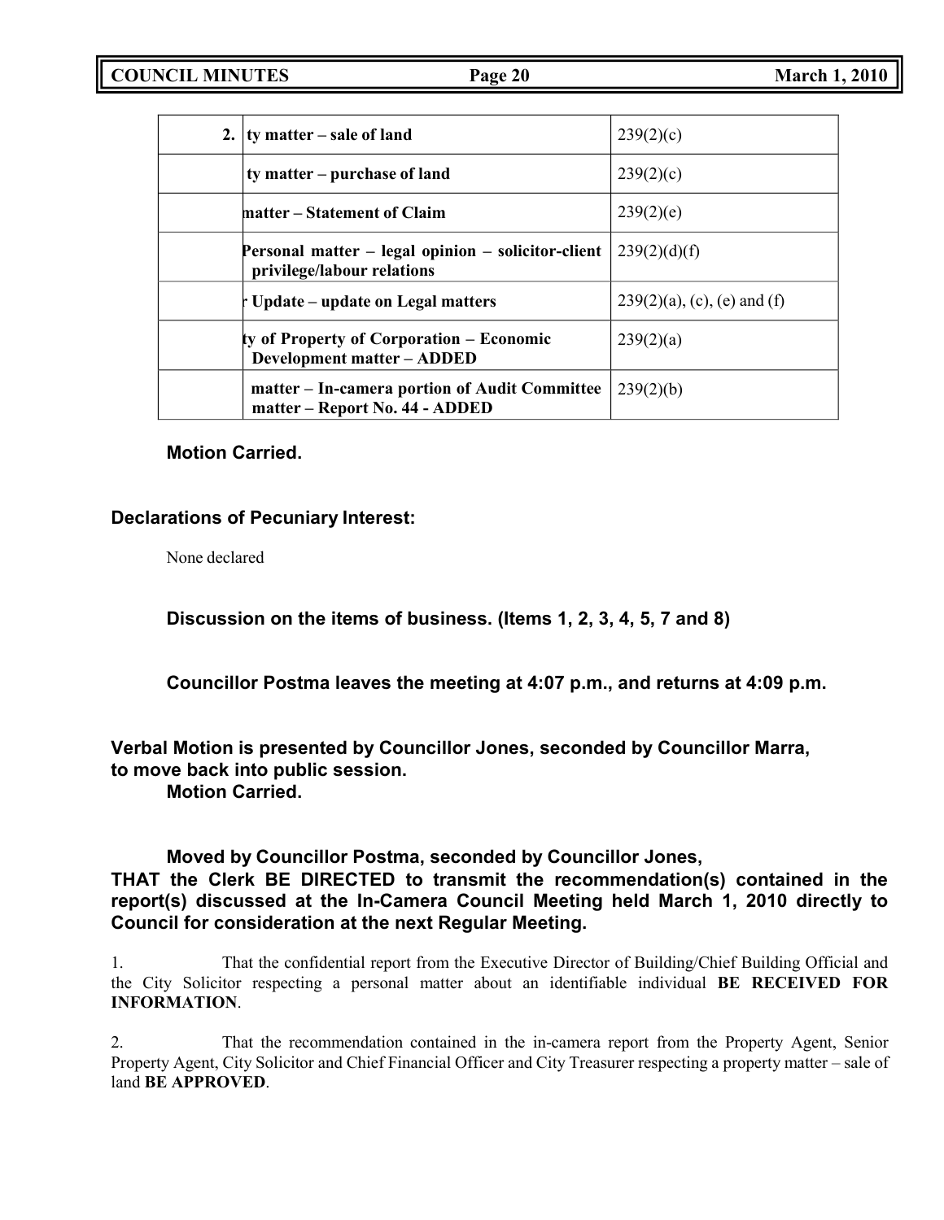| 2. | ty matter – sale of land | 239(2)(c) |
|---|---|---|
| | ty matter – purchase of land | 239(2)(c) |
| | matter – Statement of Claim | 239(2)(e) |
| | Personal matter – legal opinion – solicitor-client privilege/labour relations | 239(2)(d)(f) |
| | Update – update on Legal matters | 239(2)(a), (c), (e) and (f) |
| | ty of Property of Corporation – Economic Development matter – ADDED | 239(2)(a) |
| | matter – In-camera portion of Audit Committee matter – Report No. 44 - ADDED | 239(2)(b) |

**Motion Carried.**

**Declarations of Pecuniary Interest:**

None declared

**Discussion on the items of business. (Items 1, 2, 3, 4, 5, 7 and 8)**

**Councillor Postma leaves the meeting at 4:07 p.m., and returns at 4:09 p.m.**

**Verbal Motion is presented by Councillor Jones, seconded by Councillor Marra, to move back into public session.**
**Motion Carried.**

**Moved by Councillor Postma, seconded by Councillor Jones,**
**THAT the Clerk BE DIRECTED to transmit the recommendation(s) contained in the report(s) discussed at the In-Camera Council Meeting held March 1, 2010 directly to Council for consideration at the next Regular Meeting.**

1. That the confidential report from the Executive Director of Building/Chief Building Official and the City Solicitor respecting a personal matter about an identifiable individual **BE RECEIVED FOR INFORMATION**.

2. That the recommendation contained in the in-camera report from the Property Agent, Senior Property Agent, City Solicitor and Chief Financial Officer and City Treasurer respecting a property matter – sale of land **BE APPROVED**.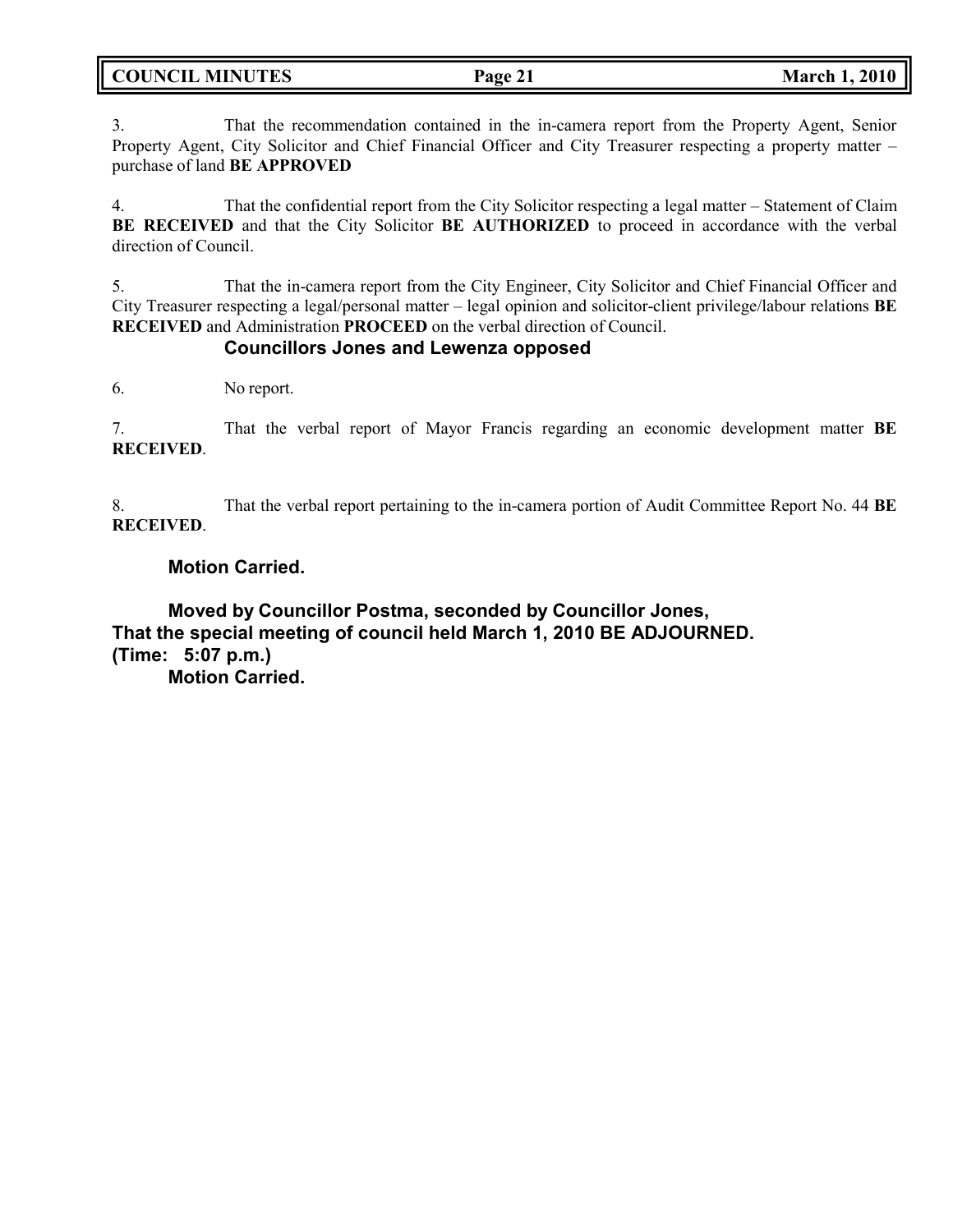3. That the recommendation contained in the in-camera report from the Property Agent, Senior Property Agent, City Solicitor and Chief Financial Officer and City Treasurer respecting a property matter – purchase of land **BE APPROVED**

4. That the confidential report from the City Solicitor respecting a legal matter – Statement of Claim **BE RECEIVED** and that the City Solicitor **BE AUTHORIZED** to proceed in accordance with the verbal direction of Council.

5. That the in-camera report from the City Engineer, City Solicitor and Chief Financial Officer and City Treasurer respecting a legal/personal matter – legal opinion and solicitor-client privilege/labour relations **BE RECEIVED** and Administration **PROCEED** on the verbal direction of Council.

**Councillors Jones and Lewenza opposed**

6. No report.

7. That the verbal report of Mayor Francis regarding an economic development matter **BE RECEIVED**.

8. That the verbal report pertaining to the in-camera portion of Audit Committee Report No. 44 **BE RECEIVED**.

**Motion Carried.**

**Moved by Councillor Postma, seconded by Councillor Jones,**
**That the special meeting of council held March 1, 2010 BE ADJOURNED.**
**(Time: 5:07 p.m.)**
**Motion Carried.**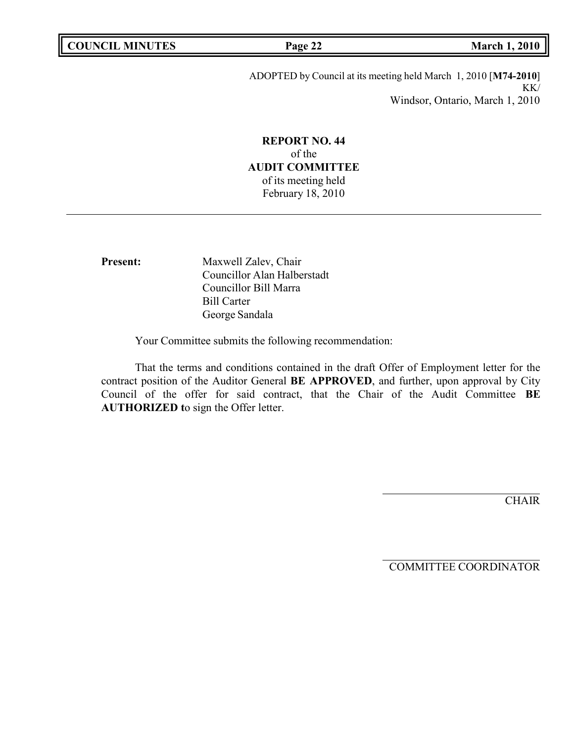ADOPTED by Council at its meeting held March 1, 2010 [**M74-2010**]
KK/
Windsor, Ontario, March 1, 2010

**REPORT NO. 44**
of the
**AUDIT COMMITTEE**
of its meeting held
February 18, 2010

---

**Present:**

Maxwell Zalev, Chair
Councillor Alan Halberstadt
Councillor Bill Marra
Bill Carter
George Sandala

Your Committee submits the following recommendation:

That the terms and conditions contained in the draft Offer of Employment letter for the contract position of the Auditor General **BE APPROVED**, and further, upon approval by City Council of the offer for said contract, that the Chair of the Audit Committee **BE AUTHORIZED t**o sign the Offer letter.

CHAIR

COMMITTEE COORDINATOR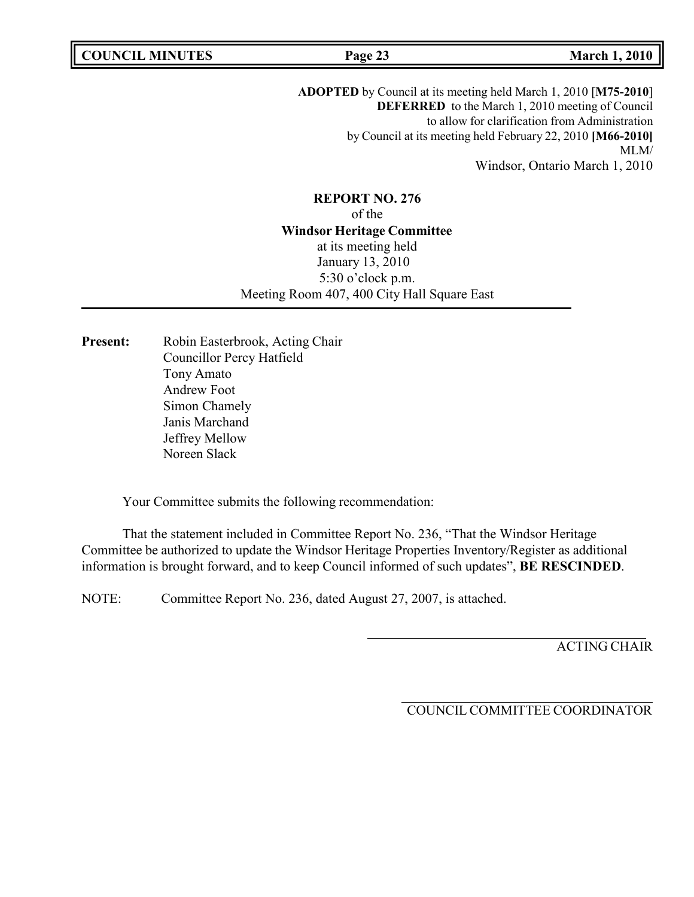**ADOPTED** by Council at its meeting held March 1, 2010 [**M75-2010**]
**DEFERRED** to the March 1, 2010 meeting of Council
to allow for clarification from Administration
by Council at its meeting held February 22, 2010 **[M66-2010]**
MLM/
Windsor, Ontario March 1, 2010

**REPORT NO. 276**
of the
**Windsor Heritage Committee**
at its meeting held
January 13, 2010
5:30 o'clock p.m.
Meeting Room 407, 400 City Hall Square East

**Present:** Robin Easterbrook, Acting Chair
Councillor Percy Hatfield
Tony Amato
Andrew Foot
Simon Chamely
Janis Marchand
Jeffrey Mellow
Noreen Slack

Your Committee submits the following recommendation:

That the statement included in Committee Report No. 236, "That the Windsor Heritage Committee be authorized to update the Windsor Heritage Properties Inventory/Register as additional information is brought forward, and to keep Council informed of such updates", **BE RESCINDED**.

NOTE: Committee Report No. 236, dated August 27, 2007, is attached.

ACTING CHAIR

COUNCIL COMMITTEE COORDINATOR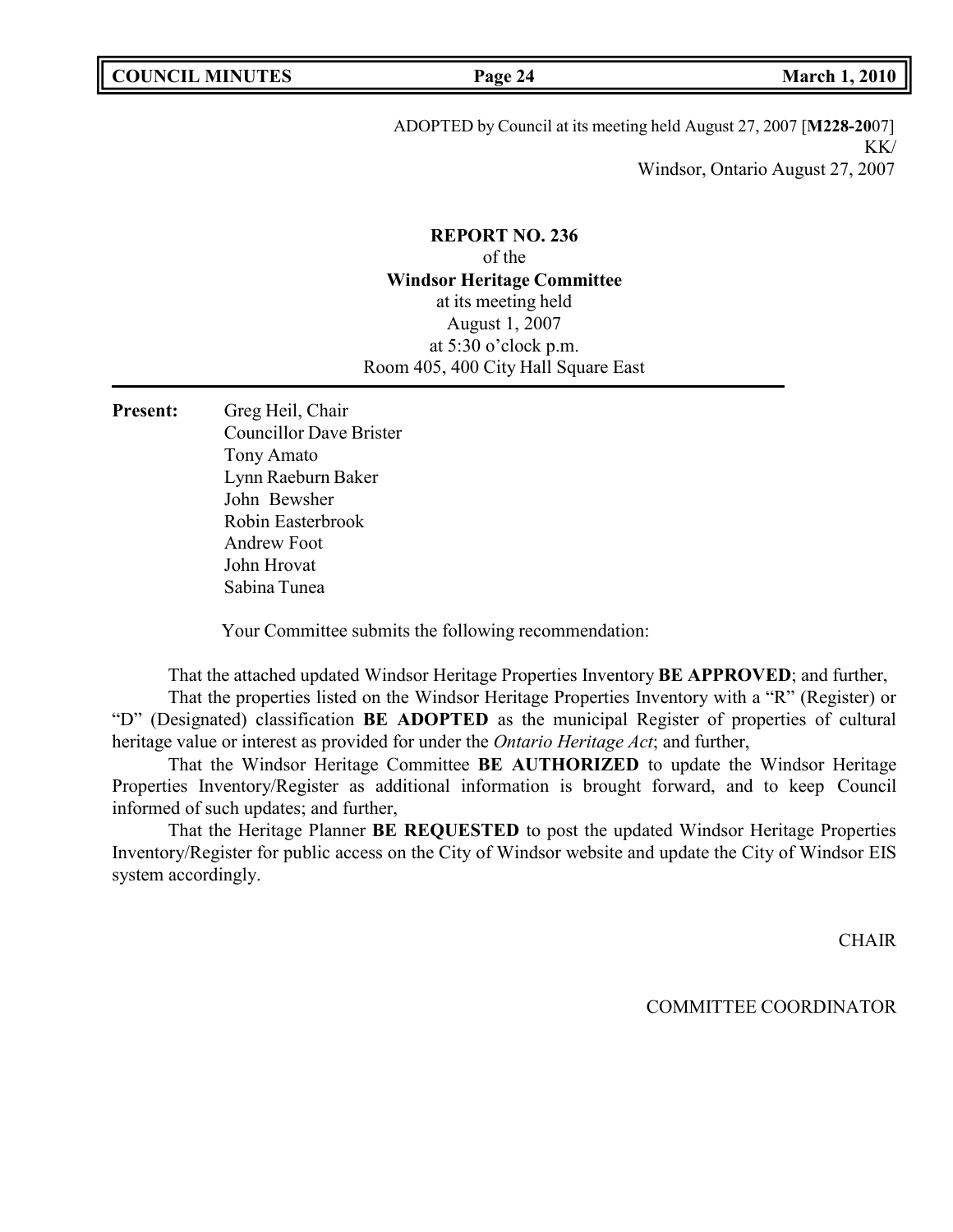ADOPTED by Council at its meeting held August 27, 2007 [**M228-20**07]
KK/
Windsor, Ontario August 27, 2007

**REPORT NO. 236**
of the
**Windsor Heritage Committee**
at its meeting held
August 1, 2007
at 5:30 o'clock p.m.
Room 405, 400 City Hall Square East

---

**Present:** Greg Heil, Chair
Councillor Dave Brister
Tony Amato
Lynn Raeburn Baker
John Bewsher
Robin Easterbrook
Andrew Foot
John Hrovat
Sabina Tunea

Your Committee submits the following recommendation:

That the attached updated Windsor Heritage Properties Inventory **BE APPROVED**; and further,

That the properties listed on the Windsor Heritage Properties Inventory with a "R" (Register) or "D" (Designated) classification **BE ADOPTED** as the municipal Register of properties of cultural heritage value or interest as provided for under the *Ontario Heritage Act*; and further,

That the Windsor Heritage Committee **BE AUTHORIZED** to update the Windsor Heritage Properties Inventory/Register as additional information is brought forward, and to keep Council informed of such updates; and further,

That the Heritage Planner **BE REQUESTED** to post the updated Windsor Heritage Properties Inventory/Register for public access on the City of Windsor website and update the City of Windsor EIS system accordingly.

CHAIR

COMMITTEE COORDINATOR